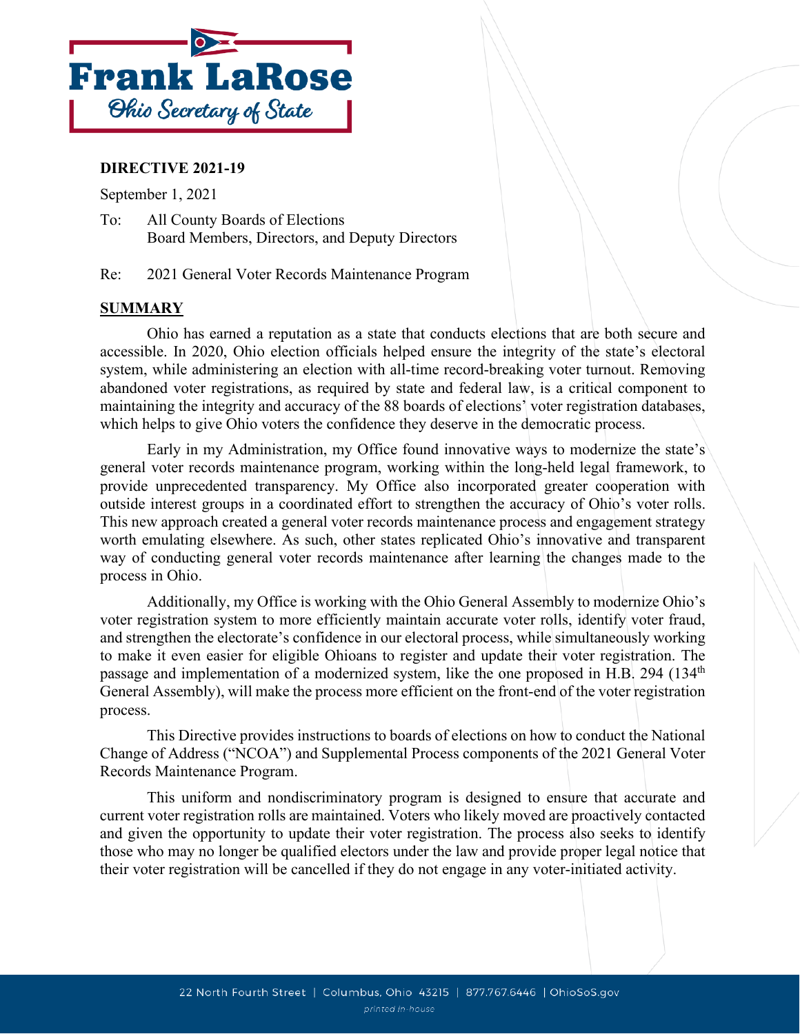Frank LaRose

Ohio Secretary of State

**DIRECTIVE 2021-19**

September 1, 2021

To: All County Boards of Elections
Board Members, Directors, and Deputy Directors

Re: 2021 General Voter Records Maintenance Program

## SUMMARY

Ohio has earned a reputation as a state that conducts elections that are both secure and accessible. In 2020, Ohio election officials helped ensure the integrity of the state's electoral system, while administering an election with all-time record-breaking voter turnout. Removing abandoned voter registrations, as required by state and federal law, is a critical component to maintaining the integrity and accuracy of the 88 boards of elections' voter registration databases, which helps to give Ohio voters the confidence they deserve in the democratic process.

Early in my Administration, my Office found innovative ways to modernize the state's general voter records maintenance program, working within the long-held legal framework, to provide unprecedented transparency. My Office also incorporated greater cooperation with outside interest groups in a coordinated effort to strengthen the accuracy of Ohio's voter rolls. This new approach created a general voter records maintenance process and engagement strategy worth emulating elsewhere. As such, other states replicated Ohio's innovative and transparent way of conducting general voter records maintenance after learning the changes made to the process in Ohio.

Additionally, my Office is working with the Ohio General Assembly to modernize Ohio's voter registration system to more efficiently maintain accurate voter rolls, identify voter fraud, and strengthen the electorate's confidence in our electoral process, while simultaneously working to make it even easier for eligible Ohioans to register and update their voter registration. The passage and implementation of a modernized system, like the one proposed in H.B. 294 (134th General Assembly), will make the process more efficient on the front-end of the voter registration process.

This Directive provides instructions to boards of elections on how to conduct the National Change of Address ("NCOA") and Supplemental Process components of the 2021 General Voter Records Maintenance Program.

This uniform and nondiscriminatory program is designed to ensure that accurate and current voter registration rolls are maintained. Voters who likely moved are proactively contacted and given the opportunity to update their voter registration. The process also seeks to identify those who may no longer be qualified electors under the law and provide proper legal notice that their voter registration will be cancelled if they do not engage in any voter-initiated activity.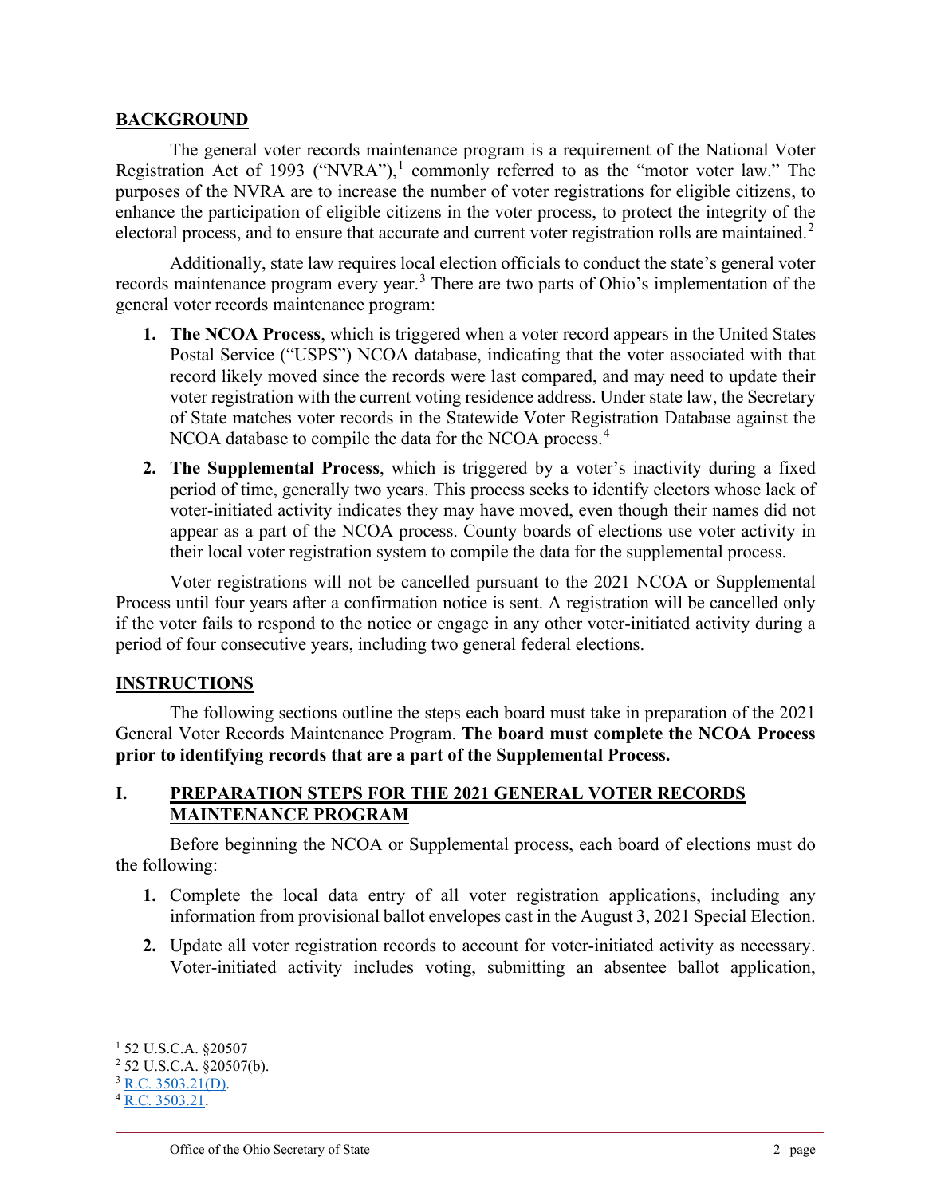## BACKGROUND

The general voter records maintenance program is a requirement of the National Voter Registration Act of 1993 ("NVRA"),[1] commonly referred to as the "motor voter law." The purposes of the NVRA are to increase the number of voter registrations for eligible citizens, to enhance the participation of eligible citizens in the voter process, to protect the integrity of the electoral process, and to ensure that accurate and current voter registration rolls are maintained.[2]

Additionally, state law requires local election officials to conduct the state's general voter records maintenance program every year.[3] There are two parts of Ohio's implementation of the general voter records maintenance program:

1. **The NCOA Process**, which is triggered when a voter record appears in the United States Postal Service ("USPS") NCOA database, indicating that the voter associated with that record likely moved since the records were last compared, and may need to update their voter registration with the current voting residence address. Under state law, the Secretary of State matches voter records in the Statewide Voter Registration Database against the NCOA database to compile the data for the NCOA process.[4]
2. **The Supplemental Process**, which is triggered by a voter's inactivity during a fixed period of time, generally two years. This process seeks to identify electors whose lack of voter-initiated activity indicates they may have moved, even though their names did not appear as a part of the NCOA process. County boards of elections use voter activity in their local voter registration system to compile the data for the supplemental process.

Voter registrations will not be cancelled pursuant to the 2021 NCOA or Supplemental Process until four years after a confirmation notice is sent. A registration will be cancelled only if the voter fails to respond to the notice or engage in any other voter-initiated activity during a period of four consecutive years, including two general federal elections.

## INSTRUCTIONS

The following sections outline the steps each board must take in preparation of the 2021 General Voter Records Maintenance Program. **The board must complete the NCOA Process prior to identifying records that are a part of the Supplemental Process.**

## I. PREPARATION STEPS FOR THE 2021 GENERAL VOTER RECORDS MAINTENANCE PROGRAM

Before beginning the NCOA or Supplemental process, each board of elections must do the following:

1. Complete the local data entry of all voter registration applications, including any information from provisional ballot envelopes cast in the August 3, 2021 Special Election.
2. Update all voter registration records to account for voter-initiated activity as necessary. Voter-initiated activity includes voting, submitting an absentee ballot application,

---

[1] 52 U.S.C.A. §20507

[2] 52 U.S.C.A. §20507(b).

[3] R.C. 3503.21(D).

[4] R.C. 3503.21.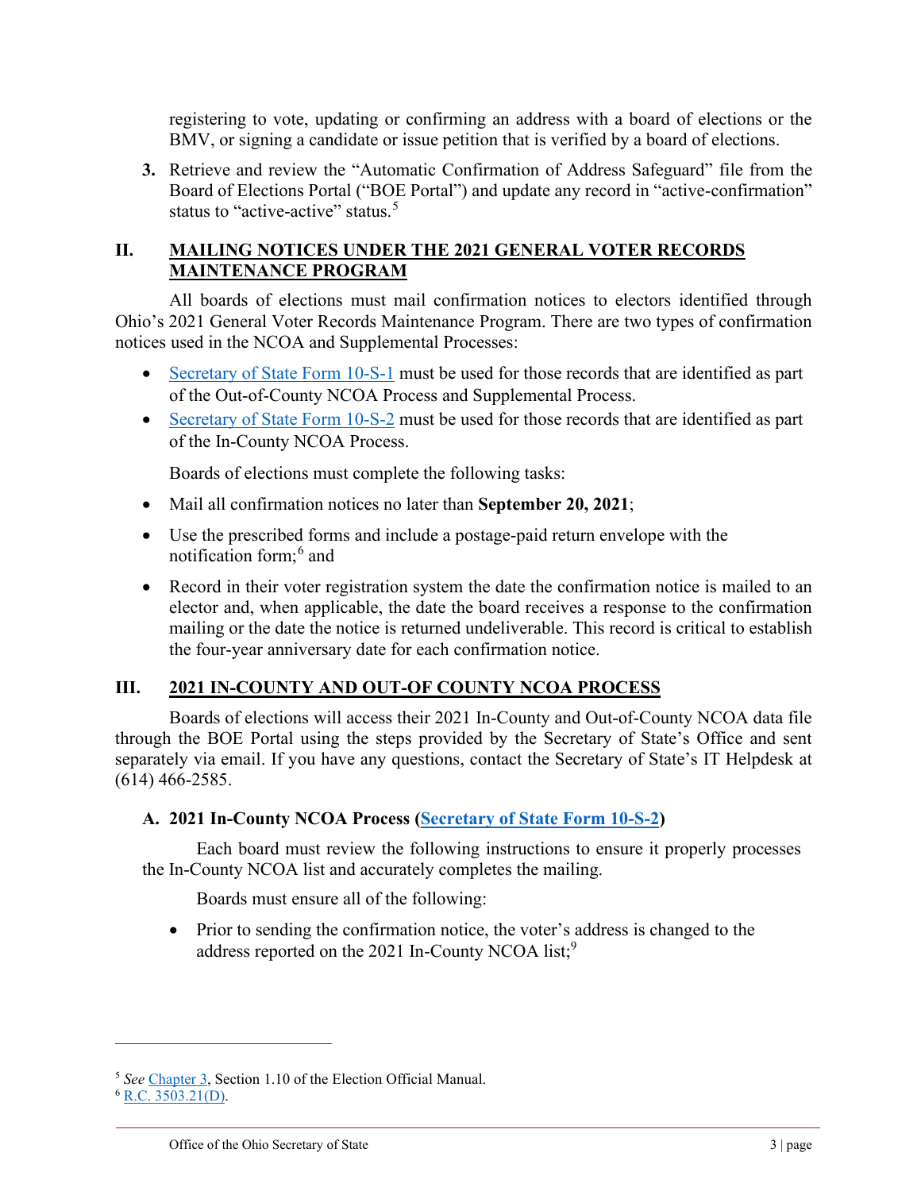registering to vote, updating or confirming an address with a board of elections or the BMV, or signing a candidate or issue petition that is verified by a board of elections.

3. Retrieve and review the "Automatic Confirmation of Address Safeguard" file from the Board of Elections Portal ("BOE Portal") and update any record in "active-confirmation" status to "active-active" status.[5]

## II. MAILING NOTICES UNDER THE 2021 GENERAL VOTER RECORDS MAINTENANCE PROGRAM

All boards of elections must mail confirmation notices to electors identified through Ohio's 2021 General Voter Records Maintenance Program. There are two types of confirmation notices used in the NCOA and Supplemental Processes:

- Secretary of State Form 10-S-1 must be used for those records that are identified as part of the Out-of-County NCOA Process and Supplemental Process.
- Secretary of State Form 10-S-2 must be used for those records that are identified as part of the In-County NCOA Process.

Boards of elections must complete the following tasks:

- Mail all confirmation notices no later than **September 20, 2021**;
- Use the prescribed forms and include a postage-paid return envelope with the notification form;[6] and
- Record in their voter registration system the date the confirmation notice is mailed to an elector and, when applicable, the date the board receives a response to the confirmation mailing or the date the notice is returned undeliverable. This record is critical to establish the four-year anniversary date for each confirmation notice.

## III. 2021 IN-COUNTY AND OUT-OF COUNTY NCOA PROCESS

Boards of elections will access their 2021 In-County and Out-of-County NCOA data file through the BOE Portal using the steps provided by the Secretary of State's Office and sent separately via email. If you have any questions, contact the Secretary of State's IT Helpdesk at (614) 466-2585.

### A. 2021 In-County NCOA Process (Secretary of State Form 10-S-2)

Each board must review the following instructions to ensure it properly processes the In-County NCOA list and accurately completes the mailing.

Boards must ensure all of the following:

- Prior to sending the confirmation notice, the voter's address is changed to the address reported on the 2021 In-County NCOA list;[9]

---

[5] *See* Chapter 3, Section 1.10 of the Election Official Manual.

[6] R.C. 3503.21(D).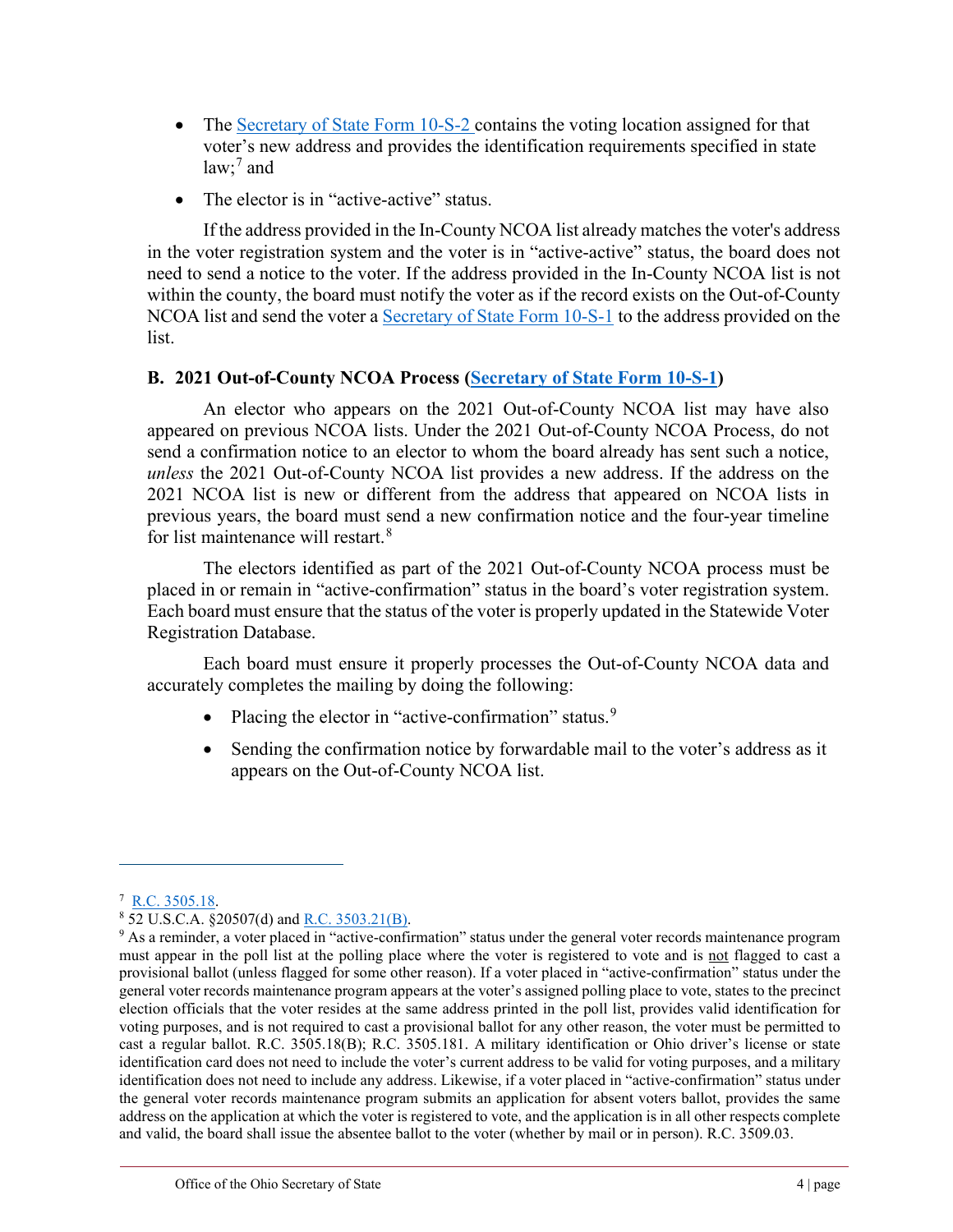- The Secretary of State Form 10-S-2 contains the voting location assigned for that voter's new address and provides the identification requirements specified in state law;[7] and
- The elector is in "active-active" status.

If the address provided in the In-County NCOA list already matches the voter's address in the voter registration system and the voter is in "active-active" status, the board does not need to send a notice to the voter. If the address provided in the In-County NCOA list is not within the county, the board must notify the voter as if the record exists on the Out-of-County NCOA list and send the voter a Secretary of State Form 10-S-1 to the address provided on the list.

### B. 2021 Out-of-County NCOA Process (Secretary of State Form 10-S-1)

An elector who appears on the 2021 Out-of-County NCOA list may have also appeared on previous NCOA lists. Under the 2021 Out-of-County NCOA Process, do not send a confirmation notice to an elector to whom the board already has sent such a notice, *unless* the 2021 Out-of-County NCOA list provides a new address. If the address on the 2021 NCOA list is new or different from the address that appeared on NCOA lists in previous years, the board must send a new confirmation notice and the four-year timeline for list maintenance will restart.[8]

The electors identified as part of the 2021 Out-of-County NCOA process must be placed in or remain in "active-confirmation" status in the board's voter registration system. Each board must ensure that the status of the voter is properly updated in the Statewide Voter Registration Database.

Each board must ensure it properly processes the Out-of-County NCOA data and accurately completes the mailing by doing the following:

- Placing the elector in "active-confirmation" status.[9]
- Sending the confirmation notice by forwardable mail to the voter's address as it appears on the Out-of-County NCOA list.

---

[7] R.C. 3505.18.

[8] 52 U.S.C.A. §20507(d) and R.C. 3503.21(B).

[9] As a reminder, a voter placed in "active-confirmation" status under the general voter records maintenance program must appear in the poll list at the polling place where the voter is registered to vote and is not flagged to cast a provisional ballot (unless flagged for some other reason). If a voter placed in "active-confirmation" status under the general voter records maintenance program appears at the voter's assigned polling place to vote, states to the precinct election officials that the voter resides at the same address printed in the poll list, provides valid identification for voting purposes, and is not required to cast a provisional ballot for any other reason, the voter must be permitted to cast a regular ballot. R.C. 3505.18(B); R.C. 3505.181. A military identification or Ohio driver's license or state identification card does not need to include the voter's current address to be valid for voting purposes, and a military identification does not need to include any address. Likewise, if a voter placed in "active-confirmation" status under the general voter records maintenance program submits an application for absent voters ballot, provides the same address on the application at which the voter is registered to vote, and the application is in all other respects complete and valid, the board shall issue the absentee ballot to the voter (whether by mail or in person). R.C. 3509.03.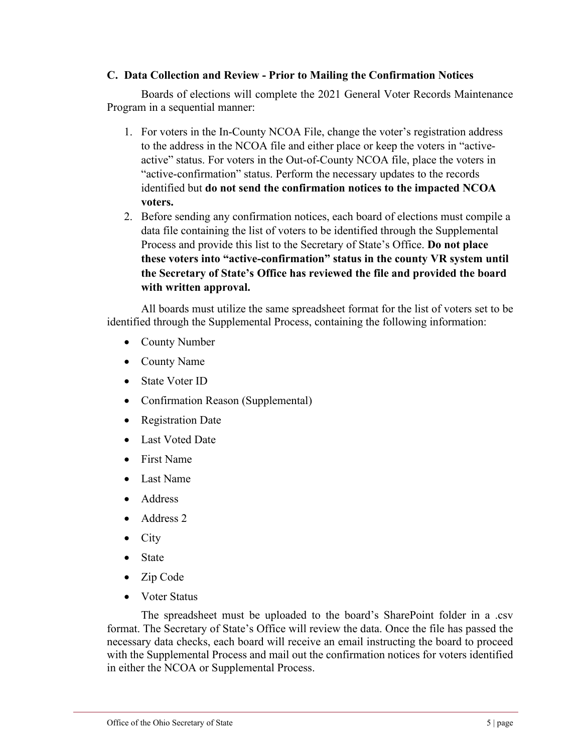### C. Data Collection and Review - Prior to Mailing the Confirmation Notices

Boards of elections will complete the 2021 General Voter Records Maintenance Program in a sequential manner:

1. For voters in the In-County NCOA File, change the voter's registration address to the address in the NCOA file and either place or keep the voters in "active-active" status. For voters in the Out-of-County NCOA file, place the voters in "active-confirmation" status. Perform the necessary updates to the records identified but **do not send the confirmation notices to the impacted NCOA voters.**
2. Before sending any confirmation notices, each board of elections must compile a data file containing the list of voters to be identified through the Supplemental Process and provide this list to the Secretary of State's Office. **Do not place these voters into "active-confirmation" status in the county VR system until the Secretary of State's Office has reviewed the file and provided the board with written approval.**

All boards must utilize the same spreadsheet format for the list of voters set to be identified through the Supplemental Process, containing the following information:

- County Number
- County Name
- State Voter ID
- Confirmation Reason (Supplemental)
- Registration Date
- Last Voted Date
- First Name
- Last Name
- Address
- Address 2
- City
- State
- Zip Code
- Voter Status

The spreadsheet must be uploaded to the board's SharePoint folder in a .csv format. The Secretary of State's Office will review the data. Once the file has passed the necessary data checks, each board will receive an email instructing the board to proceed with the Supplemental Process and mail out the confirmation notices for voters identified in either the NCOA or Supplemental Process.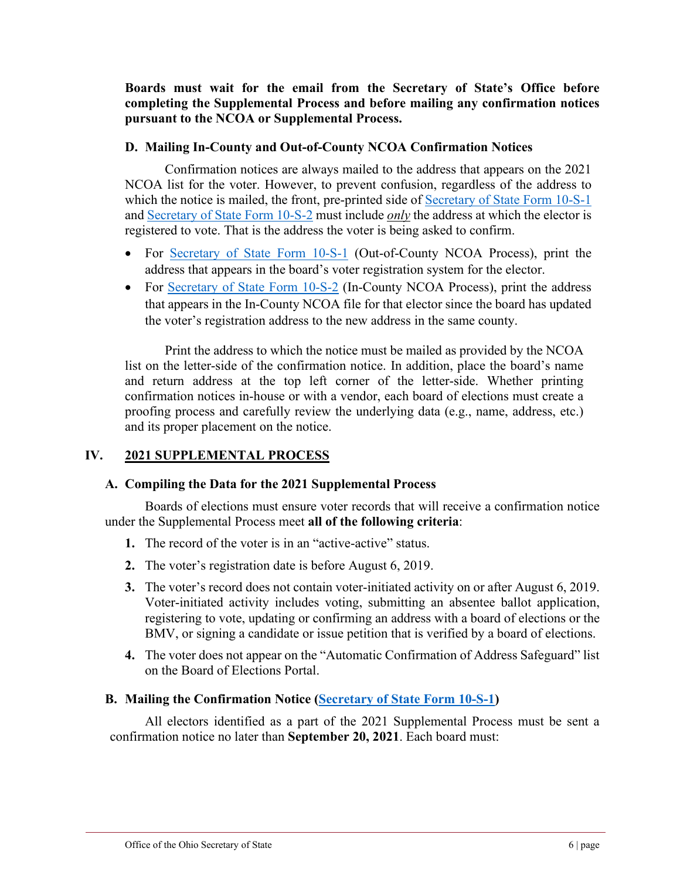**Boards must wait for the email from the Secretary of State's Office before completing the Supplemental Process and before mailing any confirmation notices pursuant to the NCOA or Supplemental Process.**

### D. Mailing In-County and Out-of-County NCOA Confirmation Notices

Confirmation notices are always mailed to the address that appears on the 2021 NCOA list for the voter. However, to prevent confusion, regardless of the address to which the notice is mailed, the front, pre-printed side of Secretary of State Form 10-S-1 and Secretary of State Form 10-S-2 must include ***only*** the address at which the elector is registered to vote. That is the address the voter is being asked to confirm.

- For Secretary of State Form 10-S-1 (Out-of-County NCOA Process), print the address that appears in the board's voter registration system for the elector.
- For Secretary of State Form 10-S-2 (In-County NCOA Process), print the address that appears in the In-County NCOA file for that elector since the board has updated the voter's registration address to the new address in the same county.

Print the address to which the notice must be mailed as provided by the NCOA list on the letter-side of the confirmation notice. In addition, place the board's name and return address at the top left corner of the letter-side. Whether printing confirmation notices in-house or with a vendor, each board of elections must create a proofing process and carefully review the underlying data (e.g., name, address, etc.) and its proper placement on the notice.

## IV. 2021 SUPPLEMENTAL PROCESS

### A. Compiling the Data for the 2021 Supplemental Process

Boards of elections must ensure voter records that will receive a confirmation notice under the Supplemental Process meet **all of the following criteria**:

1. The record of the voter is in an "active-active" status.
2. The voter's registration date is before August 6, 2019.
3. The voter's record does not contain voter-initiated activity on or after August 6, 2019. Voter-initiated activity includes voting, submitting an absentee ballot application, registering to vote, updating or confirming an address with a board of elections or the BMV, or signing a candidate or issue petition that is verified by a board of elections.
4. The voter does not appear on the "Automatic Confirmation of Address Safeguard" list on the Board of Elections Portal.

### B. Mailing the Confirmation Notice (Secretary of State Form 10-S-1)

All electors identified as a part of the 2021 Supplemental Process must be sent a confirmation notice no later than **September 20, 2021**. Each board must: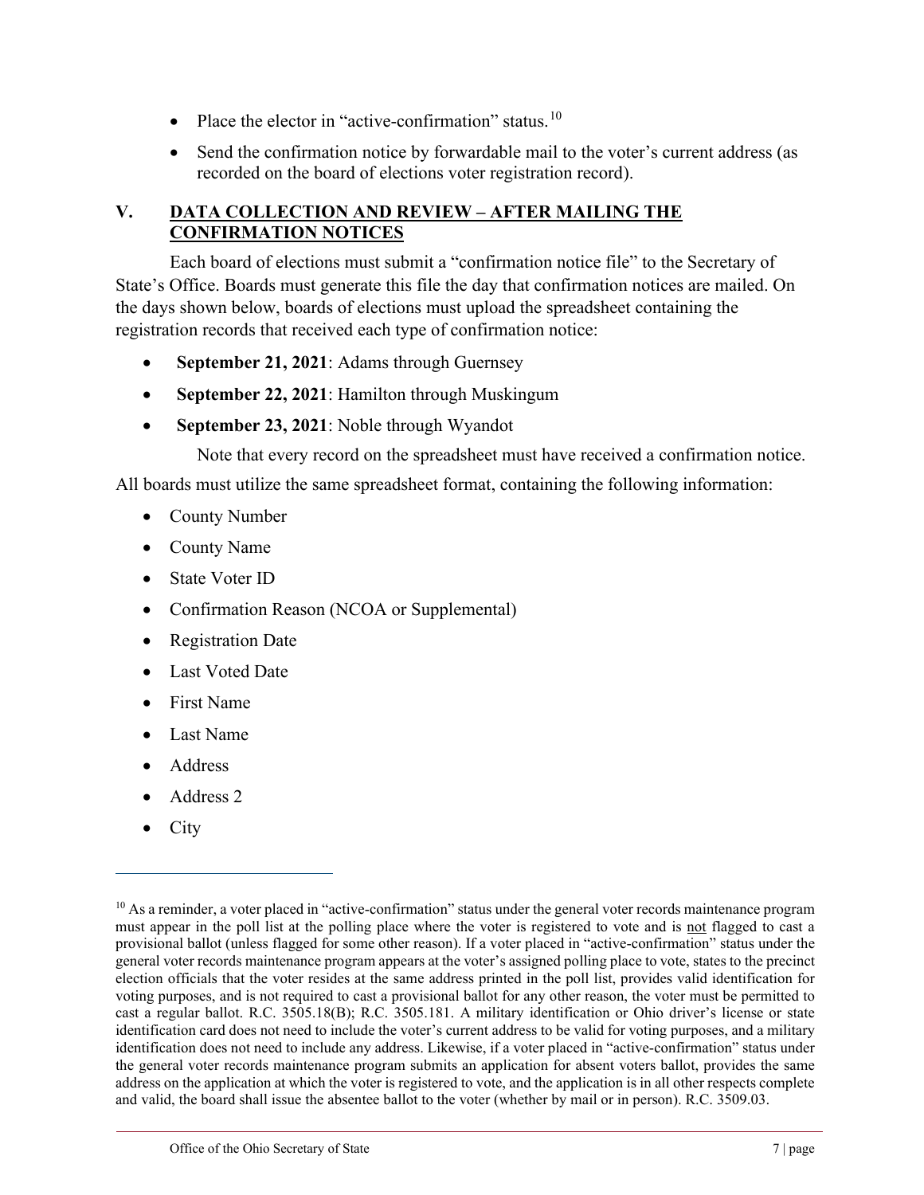- Place the elector in "active-confirmation" status.[10]
- Send the confirmation notice by forwardable mail to the voter's current address (as recorded on the board of elections voter registration record).

## V. DATA COLLECTION AND REVIEW – AFTER MAILING THE CONFIRMATION NOTICES

Each board of elections must submit a "confirmation notice file" to the Secretary of State's Office. Boards must generate this file the day that confirmation notices are mailed. On the days shown below, boards of elections must upload the spreadsheet containing the registration records that received each type of confirmation notice:

- **September 21, 2021**: Adams through Guernsey
- **September 22, 2021**: Hamilton through Muskingum
- **September 23, 2021**: Noble through Wyandot

Note that every record on the spreadsheet must have received a confirmation notice.

All boards must utilize the same spreadsheet format, containing the following information:

- County Number
- County Name
- State Voter ID
- Confirmation Reason (NCOA or Supplemental)
- Registration Date
- Last Voted Date
- First Name
- Last Name
- Address
- Address 2
- City

---

[10] As a reminder, a voter placed in "active-confirmation" status under the general voter records maintenance program must appear in the poll list at the polling place where the voter is registered to vote and is not flagged to cast a provisional ballot (unless flagged for some other reason). If a voter placed in "active-confirmation" status under the general voter records maintenance program appears at the voter's assigned polling place to vote, states to the precinct election officials that the voter resides at the same address printed in the poll list, provides valid identification for voting purposes, and is not required to cast a provisional ballot for any other reason, the voter must be permitted to cast a regular ballot. R.C. 3505.18(B); R.C. 3505.181. A military identification or Ohio driver's license or state identification card does not need to include the voter's current address to be valid for voting purposes, and a military identification does not need to include any address. Likewise, if a voter placed in "active-confirmation" status under the general voter records maintenance program submits an application for absent voters ballot, provides the same address on the application at which the voter is registered to vote, and the application is in all other respects complete and valid, the board shall issue the absentee ballot to the voter (whether by mail or in person). R.C. 3509.03.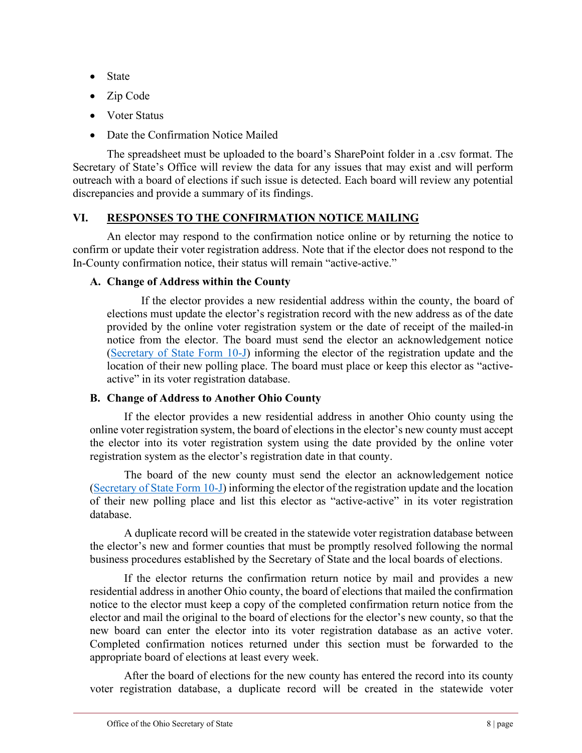- State
- Zip Code
- Voter Status
- Date the Confirmation Notice Mailed

The spreadsheet must be uploaded to the board's SharePoint folder in a .csv format. The Secretary of State's Office will review the data for any issues that may exist and will perform outreach with a board of elections if such issue is detected. Each board will review any potential discrepancies and provide a summary of its findings.

## VI. RESPONSES TO THE CONFIRMATION NOTICE MAILING

An elector may respond to the confirmation notice online or by returning the notice to confirm or update their voter registration address. Note that if the elector does not respond to the In-County confirmation notice, their status will remain "active-active."

### A. Change of Address within the County

If the elector provides a new residential address within the county, the board of elections must update the elector's registration record with the new address as of the date provided by the online voter registration system or the date of receipt of the mailed-in notice from the elector. The board must send the elector an acknowledgement notice (Secretary of State Form 10-J) informing the elector of the registration update and the location of their new polling place. The board must place or keep this elector as "active-active" in its voter registration database.

### B. Change of Address to Another Ohio County

If the elector provides a new residential address in another Ohio county using the online voter registration system, the board of elections in the elector's new county must accept the elector into its voter registration system using the date provided by the online voter registration system as the elector's registration date in that county.

The board of the new county must send the elector an acknowledgement notice (Secretary of State Form 10-J) informing the elector of the registration update and the location of their new polling place and list this elector as "active-active" in its voter registration database.

A duplicate record will be created in the statewide voter registration database between the elector's new and former counties that must be promptly resolved following the normal business procedures established by the Secretary of State and the local boards of elections.

If the elector returns the confirmation return notice by mail and provides a new residential address in another Ohio county, the board of elections that mailed the confirmation notice to the elector must keep a copy of the completed confirmation return notice from the elector and mail the original to the board of elections for the elector's new county, so that the new board can enter the elector into its voter registration database as an active voter. Completed confirmation notices returned under this section must be forwarded to the appropriate board of elections at least every week.

After the board of elections for the new county has entered the record into its county voter registration database, a duplicate record will be created in the statewide voter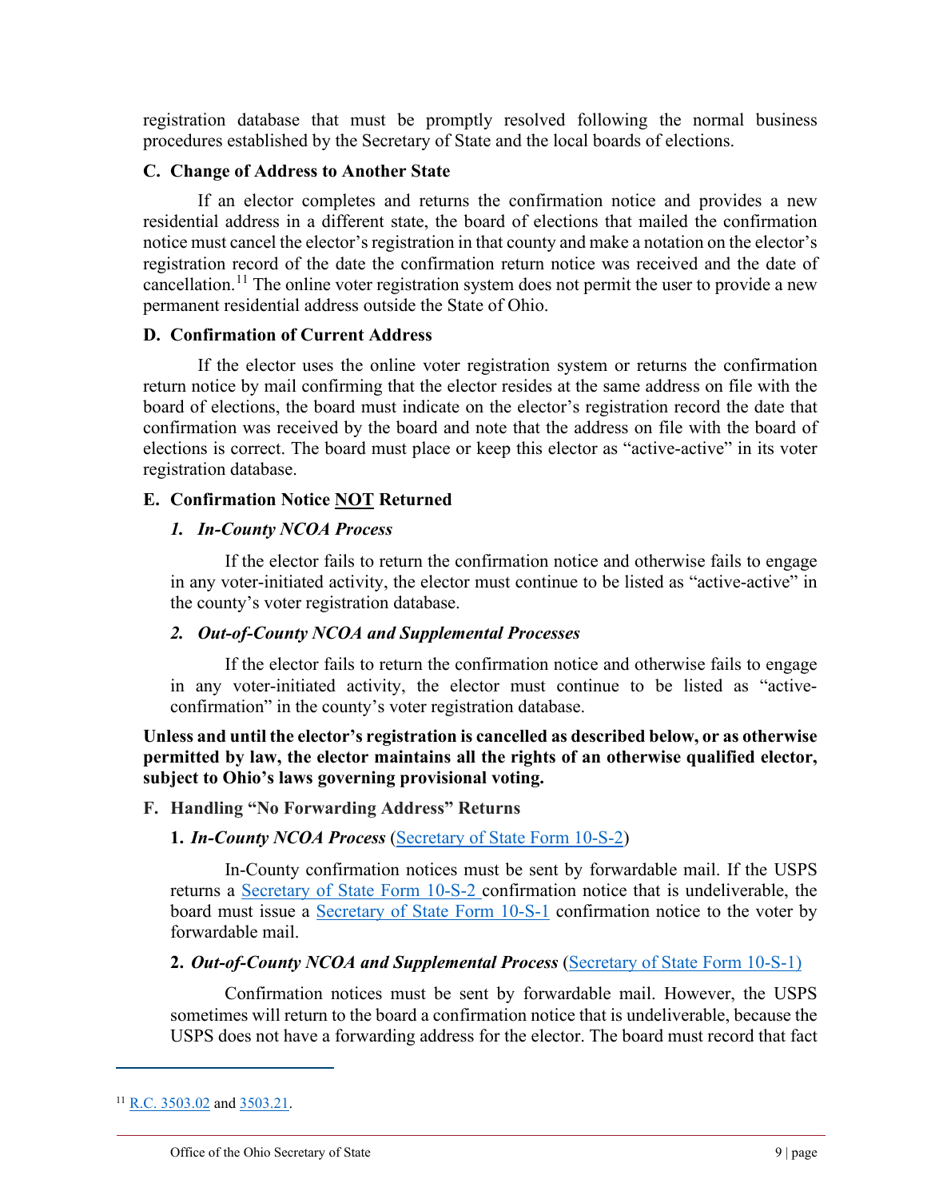registration database that must be promptly resolved following the normal business procedures established by the Secretary of State and the local boards of elections.

### C. Change of Address to Another State

If an elector completes and returns the confirmation notice and provides a new residential address in a different state, the board of elections that mailed the confirmation notice must cancel the elector's registration in that county and make a notation on the elector's registration record of the date the confirmation return notice was received and the date of cancellation.[11] The online voter registration system does not permit the user to provide a new permanent residential address outside the State of Ohio.

### D. Confirmation of Current Address

If the elector uses the online voter registration system or returns the confirmation return notice by mail confirming that the elector resides at the same address on file with the board of elections, the board must indicate on the elector's registration record the date that confirmation was received by the board and note that the address on file with the board of elections is correct. The board must place or keep this elector as "active-active" in its voter registration database.

### E. Confirmation Notice NOT Returned

#### *1. In-County NCOA Process*

If the elector fails to return the confirmation notice and otherwise fails to engage in any voter-initiated activity, the elector must continue to be listed as "active-active" in the county's voter registration database.

#### *2. Out-of-County NCOA and Supplemental Processes*

If the elector fails to return the confirmation notice and otherwise fails to engage in any voter-initiated activity, the elector must continue to be listed as "active-confirmation" in the county's voter registration database.

**Unless and until the elector's registration is cancelled as described below, or as otherwise permitted by law, the elector maintains all the rights of an otherwise qualified elector, subject to Ohio's laws governing provisional voting.**

### F. Handling "No Forwarding Address" Returns

#### 1. *In-County NCOA Process* (Secretary of State Form 10-S-2)

In-County confirmation notices must be sent by forwardable mail. If the USPS returns a Secretary of State Form 10-S-2 confirmation notice that is undeliverable, the board must issue a Secretary of State Form 10-S-1 confirmation notice to the voter by forwardable mail.

#### 2. *Out-of-County NCOA and Supplemental Process* (Secretary of State Form 10-S-1)

Confirmation notices must be sent by forwardable mail. However, the USPS sometimes will return to the board a confirmation notice that is undeliverable, because the USPS does not have a forwarding address for the elector. The board must record that fact

[11] R.C. 3503.02 and 3503.21.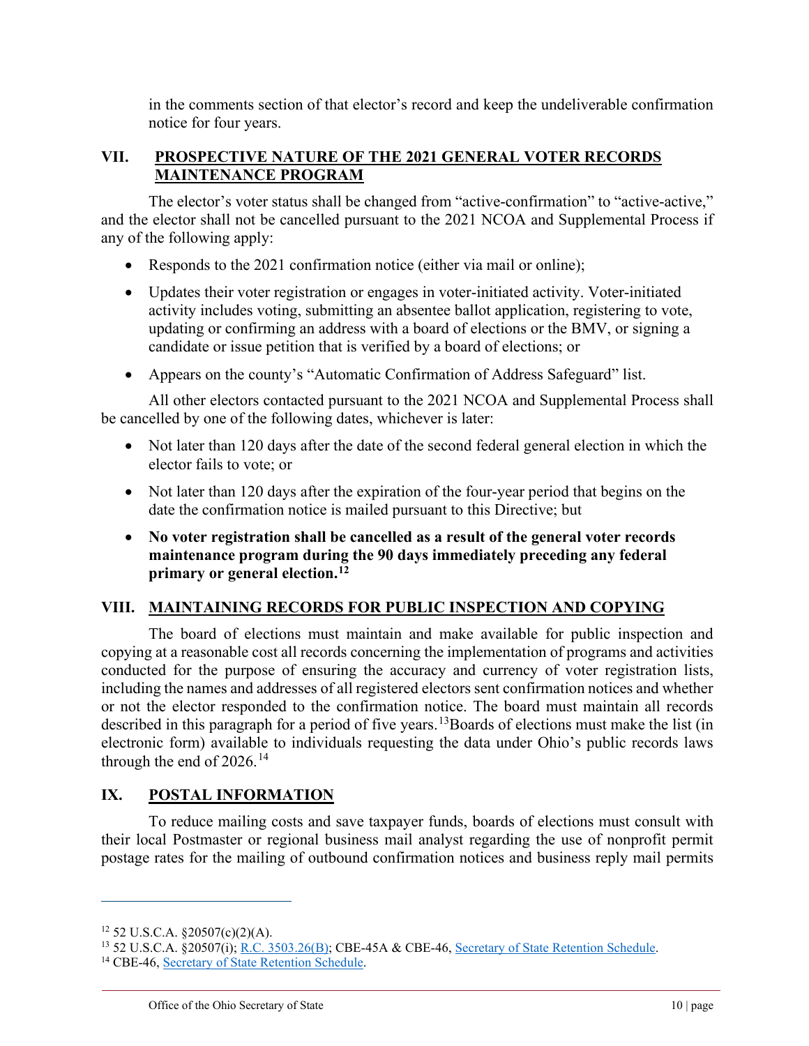in the comments section of that elector's record and keep the undeliverable confirmation notice for four years.

## VII. PROSPECTIVE NATURE OF THE 2021 GENERAL VOTER RECORDS MAINTENANCE PROGRAM

The elector's voter status shall be changed from "active-confirmation" to "active-active," and the elector shall not be cancelled pursuant to the 2021 NCOA and Supplemental Process if any of the following apply:

- Responds to the 2021 confirmation notice (either via mail or online);
- Updates their voter registration or engages in voter-initiated activity. Voter-initiated activity includes voting, submitting an absentee ballot application, registering to vote, updating or confirming an address with a board of elections or the BMV, or signing a candidate or issue petition that is verified by a board of elections; or
- Appears on the county's "Automatic Confirmation of Address Safeguard" list.

All other electors contacted pursuant to the 2021 NCOA and Supplemental Process shall be cancelled by one of the following dates, whichever is later:

- Not later than 120 days after the date of the second federal general election in which the elector fails to vote; or
- Not later than 120 days after the expiration of the four-year period that begins on the date the confirmation notice is mailed pursuant to this Directive; but
- **No voter registration shall be cancelled as a result of the general voter records maintenance program during the 90 days immediately preceding any federal primary or general election.**[12]

## VIII. MAINTAINING RECORDS FOR PUBLIC INSPECTION AND COPYING

The board of elections must maintain and make available for public inspection and copying at a reasonable cost all records concerning the implementation of programs and activities conducted for the purpose of ensuring the accuracy and currency of voter registration lists, including the names and addresses of all registered electors sent confirmation notices and whether or not the elector responded to the confirmation notice. The board must maintain all records described in this paragraph for a period of five years.[13] Boards of elections must make the list (in electronic form) available to individuals requesting the data under Ohio's public records laws through the end of 2026.[14]

## IX. POSTAL INFORMATION

To reduce mailing costs and save taxpayer funds, boards of elections must consult with their local Postmaster or regional business mail analyst regarding the use of nonprofit permit postage rates for the mailing of outbound confirmation notices and business reply mail permits

---

[12] 52 U.S.C.A. §20507(c)(2)(A).

[13] 52 U.S.C.A. §20507(i); R.C. 3503.26(B); CBE-45A & CBE-46, Secretary of State Retention Schedule.

[14] CBE-46, Secretary of State Retention Schedule.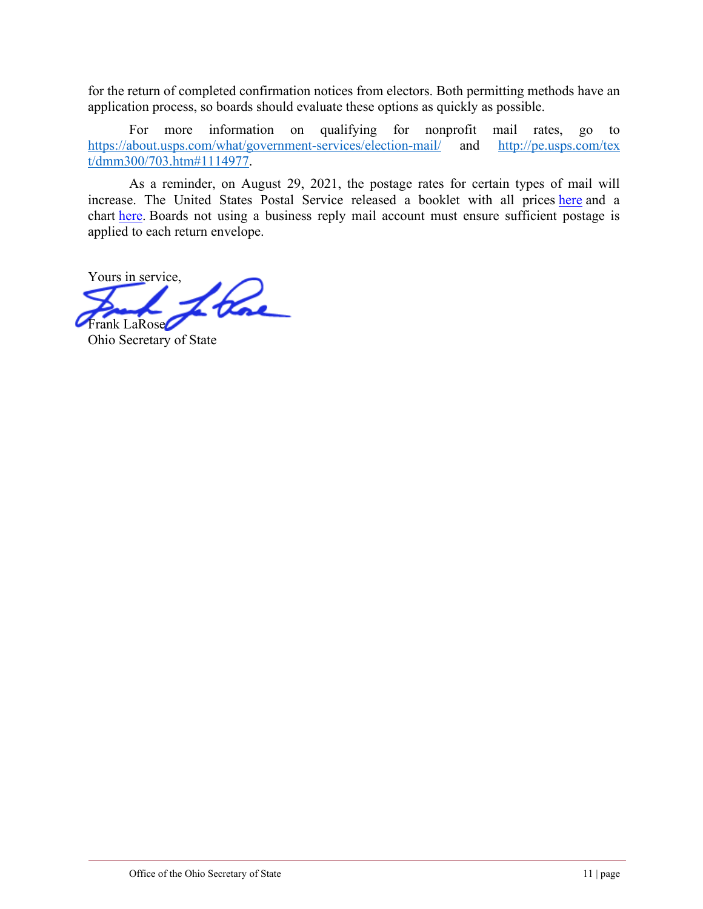for the return of completed confirmation notices from electors. Both permitting methods have an application process, so boards should evaluate these options as quickly as possible.

For more information on qualifying for nonprofit mail rates, go to https://about.usps.com/what/government-services/election-mail/ and http://pe.usps.com/text/dmm300/703.htm#1114977.

As a reminder, on August 29, 2021, the postage rates for certain types of mail will increase. The United States Postal Service released a booklet with all prices here and a chart here. Boards not using a business reply mail account must ensure sufficient postage is applied to each return envelope.

Yours in service,

Frank LaRose
Ohio Secretary of State